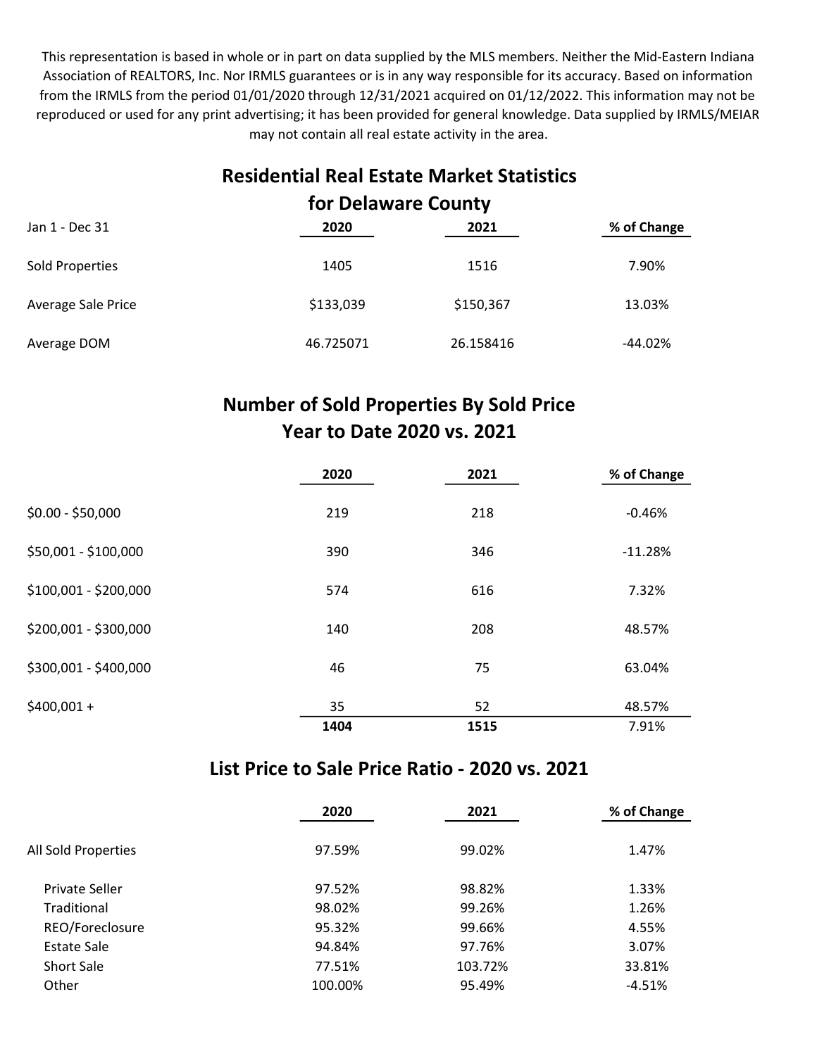This representation is based in whole or in part on data supplied by the MLS members. Neither the Mid-Eastern Indiana Association of REALTORS, Inc. Nor IRMLS guarantees or is in any way responsible for its accuracy. Based on information from the IRMLS from the period 01/01/2020 through 12/31/2021 acquired on 01/12/2022. This information may not be reproduced or used for any print advertising; it has been provided for general knowledge. Data supplied by IRMLS/MEIAR may not contain all real estate activity in the area.

## Residential Real Estate Market Statistics for Delaware County

| Jan 1 - Dec 31 | 2020 | 2021 | % of Change |
|---|---|---|---|
| Sold Properties | 1405 | 1516 | 7.90% |
| Average Sale Price | $133,039 | $150,367 | 13.03% |
| Average DOM | 46.725071 | 26.158416 | -44.02% |

## Number of Sold Properties By Sold Price Year to Date 2020 vs. 2021

| | 2020 | 2021 | % of Change |
|---|---|---|---|
| $0.00 - $50,000 | 219 | 218 | -0.46% |
| $50,001 - $100,000 | 390 | 346 | -11.28% |
| $100,001 - $200,000 | 574 | 616 | 7.32% |
| $200,001 - $300,000 | 140 | 208 | 48.57% |
| $300,001 - $400,000 | 46 | 75 | 63.04% |
| $400,001 + | 35 | 52 | 48.57% |
| | **1404** | **1515** | 7.91% |

## List Price to Sale Price Ratio - 2020 vs. 2021

| | 2020 | 2021 | % of Change |
|---|---|---|---|
| All Sold Properties | 97.59% | 99.02% | 1.47% |
| Private Seller | 97.52% | 98.82% | 1.33% |
| Traditional | 98.02% | 99.26% | 1.26% |
| REO/Foreclosure | 95.32% | 99.66% | 4.55% |
| Estate Sale | 94.84% | 97.76% | 3.07% |
| Short Sale | 77.51% | 103.72% | 33.81% |
| Other | 100.00% | 95.49% | -4.51% |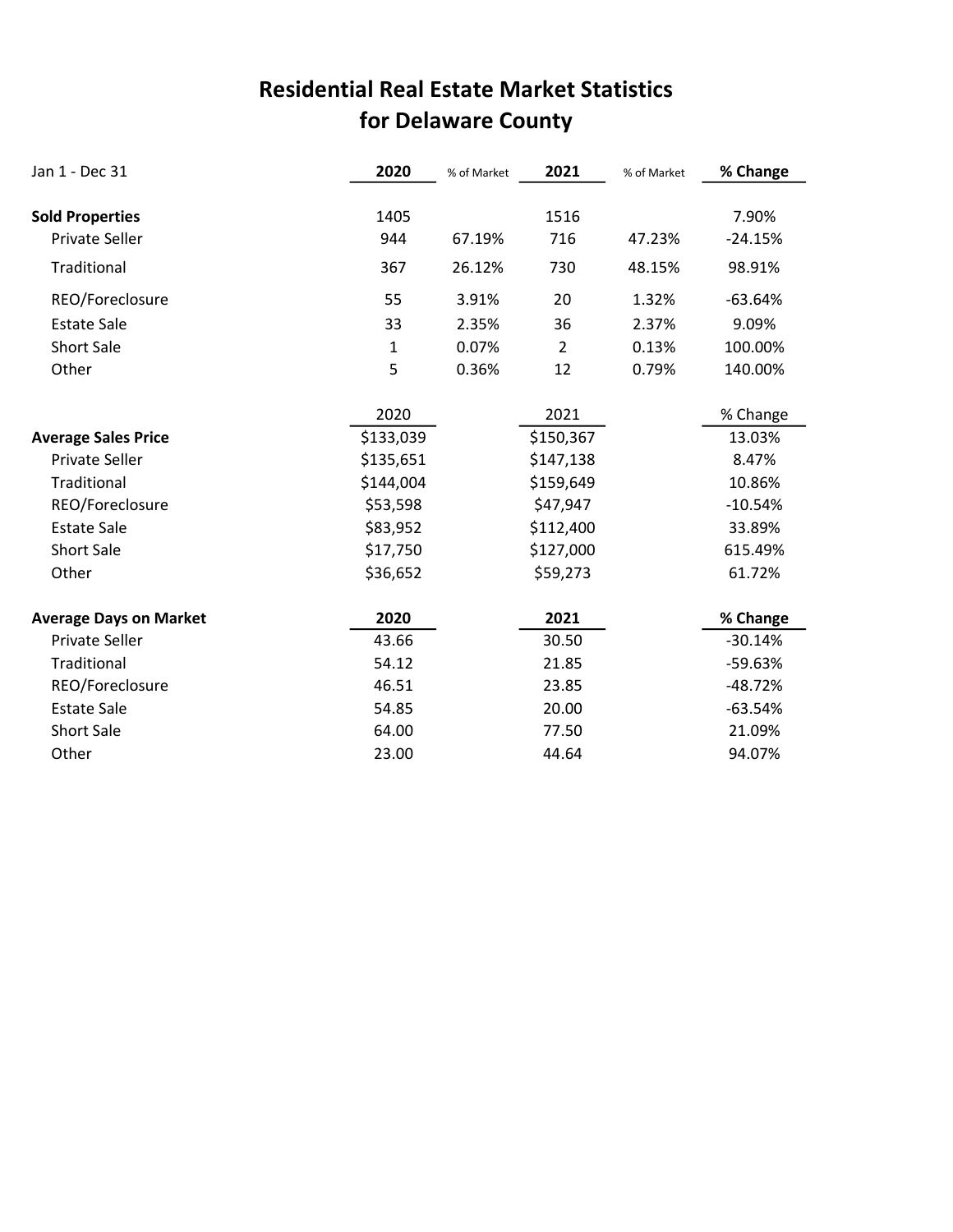# Residential Real Estate Market Statistics for Delaware County

| Jan 1 - Dec 31 | 2020 | % of Market | 2021 | % of Market | % Change |
|---|---|---|---|---|---|
| **Sold Properties** | 1405 | | 1516 | | 7.90% |
| Private Seller | 944 | 67.19% | 716 | 47.23% | -24.15% |
| Traditional | 367 | 26.12% | 730 | 48.15% | 98.91% |
| REO/Foreclosure | 55 | 3.91% | 20 | 1.32% | -63.64% |
| Estate Sale | 33 | 2.35% | 36 | 2.37% | 9.09% |
| Short Sale | 1 | 0.07% | 2 | 0.13% | 100.00% |
| Other | 5 | 0.36% | 12 | 0.79% | 140.00% |

| | 2020 | 2021 | % Change |
|---|---|---|---|
| **Average Sales Price** | $133,039 | $150,367 | 13.03% |
| Private Seller | $135,651 | $147,138 | 8.47% |
| Traditional | $144,004 | $159,649 | 10.86% |
| REO/Foreclosure | $53,598 | $47,947 | -10.54% |
| Estate Sale | $83,952 | $112,400 | 33.89% |
| Short Sale | $17,750 | $127,000 | 615.49% |
| Other | $36,652 | $59,273 | 61.72% |

| **Average Days on Market** | 2020 | 2021 | % Change |
|---|---|---|---|
| Private Seller | 43.66 | 30.50 | -30.14% |
| Traditional | 54.12 | 21.85 | -59.63% |
| REO/Foreclosure | 46.51 | 23.85 | -48.72% |
| Estate Sale | 54.85 | 20.00 | -63.54% |
| Short Sale | 64.00 | 77.50 | 21.09% |
| Other | 23.00 | 44.64 | 94.07% |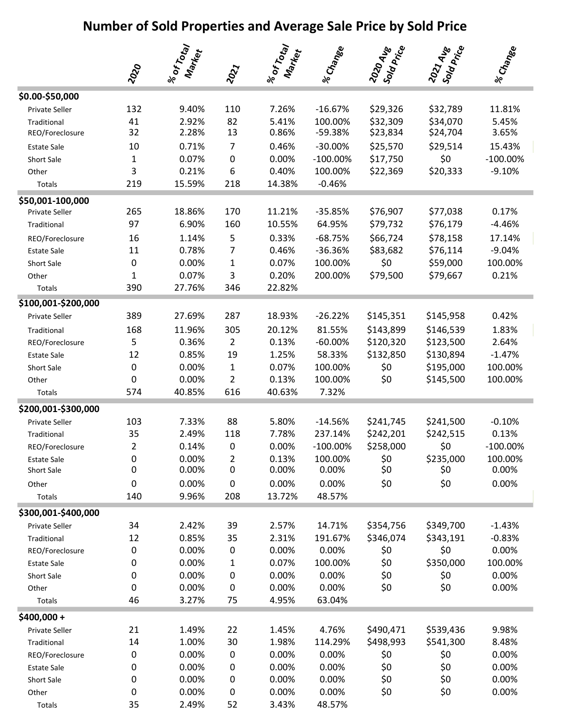# Number of Sold Properties and Average Sale Price by Sold Price

| | 2020 | % of Total Market | 2021 | % of Total Market | % Change | 2020 Avg Sold Price | 2021 Avg Sold Price | % Change |
|---|---|---|---|---|---|---|---|---|
| **$0.00-$50,000** | | | | | | | | |
| Private Seller | 132 | 9.40% | 110 | 7.26% | -16.67% | $29,326 | $32,789 | 11.81% |
| Traditional | 41 | 2.92% | 82 | 5.41% | 100.00% | $32,309 | $34,070 | 5.45% |
| REO/Foreclosure | 32 | 2.28% | 13 | 0.86% | -59.38% | $23,834 | $24,704 | 3.65% |
| Estate Sale | 10 | 0.71% | 7 | 0.46% | -30.00% | $25,570 | $29,514 | 15.43% |
| Short Sale | 1 | 0.07% | 0 | 0.00% | -100.00% | $17,750 | $0 | -100.00% |
| Other | 3 | 0.21% | 6 | 0.40% | 100.00% | $22,369 | $20,333 | -9.10% |
| Totals | 219 | 15.59% | 218 | 14.38% | -0.46% | | | |
| **$50,001-100,000** | | | | | | | | |
| Private Seller | 265 | 18.86% | 170 | 11.21% | -35.85% | $76,907 | $77,038 | 0.17% |
| Traditional | 97 | 6.90% | 160 | 10.55% | 64.95% | $79,732 | $76,179 | -4.46% |
| REO/Foreclosure | 16 | 1.14% | 5 | 0.33% | -68.75% | $66,724 | $78,158 | 17.14% |
| Estate Sale | 11 | 0.78% | 7 | 0.46% | -36.36% | $83,682 | $76,114 | -9.04% |
| Short Sale | 0 | 0.00% | 1 | 0.07% | 100.00% | $0 | $59,000 | 100.00% |
| Other | 1 | 0.07% | 3 | 0.20% | 200.00% | $79,500 | $79,667 | 0.21% |
| Totals | 390 | 27.76% | 346 | 22.82% | | | | |
| **$100,001-$200,000** | | | | | | | | |
| Private Seller | 389 | 27.69% | 287 | 18.93% | -26.22% | $145,351 | $145,958 | 0.42% |
| Traditional | 168 | 11.96% | 305 | 20.12% | 81.55% | $143,899 | $146,539 | 1.83% |
| REO/Foreclosure | 5 | 0.36% | 2 | 0.13% | -60.00% | $120,320 | $123,500 | 2.64% |
| Estate Sale | 12 | 0.85% | 19 | 1.25% | 58.33% | $132,850 | $130,894 | -1.47% |
| Short Sale | 0 | 0.00% | 1 | 0.07% | 100.00% | $0 | $195,000 | 100.00% |
| Other | 0 | 0.00% | 2 | 0.13% | 100.00% | $0 | $145,500 | 100.00% |
| Totals | 574 | 40.85% | 616 | 40.63% | 7.32% | | | |
| **$200,001-$300,000** | | | | | | | | |
| Private Seller | 103 | 7.33% | 88 | 5.80% | -14.56% | $241,745 | $241,500 | -0.10% |
| Traditional | 35 | 2.49% | 118 | 7.78% | 237.14% | $242,201 | $242,515 | 0.13% |
| REO/Foreclosure | 2 | 0.14% | 0 | 0.00% | -100.00% | $258,000 | $0 | -100.00% |
| Estate Sale | 0 | 0.00% | 2 | 0.13% | 100.00% | $0 | $235,000 | 100.00% |
| Short Sale | 0 | 0.00% | 0 | 0.00% | 0.00% | $0 | $0 | 0.00% |
| Other | 0 | 0.00% | 0 | 0.00% | 0.00% | $0 | $0 | 0.00% |
| Totals | 140 | 9.96% | 208 | 13.72% | 48.57% | | | |
| **$300,001-$400,000** | | | | | | | | |
| Private Seller | 34 | 2.42% | 39 | 2.57% | 14.71% | $354,756 | $349,700 | -1.43% |
| Traditional | 12 | 0.85% | 35 | 2.31% | 191.67% | $346,074 | $343,191 | -0.83% |
| REO/Foreclosure | 0 | 0.00% | 0 | 0.00% | 0.00% | $0 | $0 | 0.00% |
| Estate Sale | 0 | 0.00% | 1 | 0.07% | 100.00% | $0 | $350,000 | 100.00% |
| Short Sale | 0 | 0.00% | 0 | 0.00% | 0.00% | $0 | $0 | 0.00% |
| Other | 0 | 0.00% | 0 | 0.00% | 0.00% | $0 | $0 | 0.00% |
| Totals | 46 | 3.27% | 75 | 4.95% | 63.04% | | | |
| **$400,000 +** | | | | | | | | |
| Private Seller | 21 | 1.49% | 22 | 1.45% | 4.76% | $490,471 | $539,436 | 9.98% |
| Traditional | 14 | 1.00% | 30 | 1.98% | 114.29% | $498,993 | $541,300 | 8.48% |
| REO/Foreclosure | 0 | 0.00% | 0 | 0.00% | 0.00% | $0 | $0 | 0.00% |
| Estate Sale | 0 | 0.00% | 0 | 0.00% | 0.00% | $0 | $0 | 0.00% |
| Short Sale | 0 | 0.00% | 0 | 0.00% | 0.00% | $0 | $0 | 0.00% |
| Other | 0 | 0.00% | 0 | 0.00% | 0.00% | $0 | $0 | 0.00% |
| Totals | 35 | 2.49% | 52 | 3.43% | 48.57% | | | |